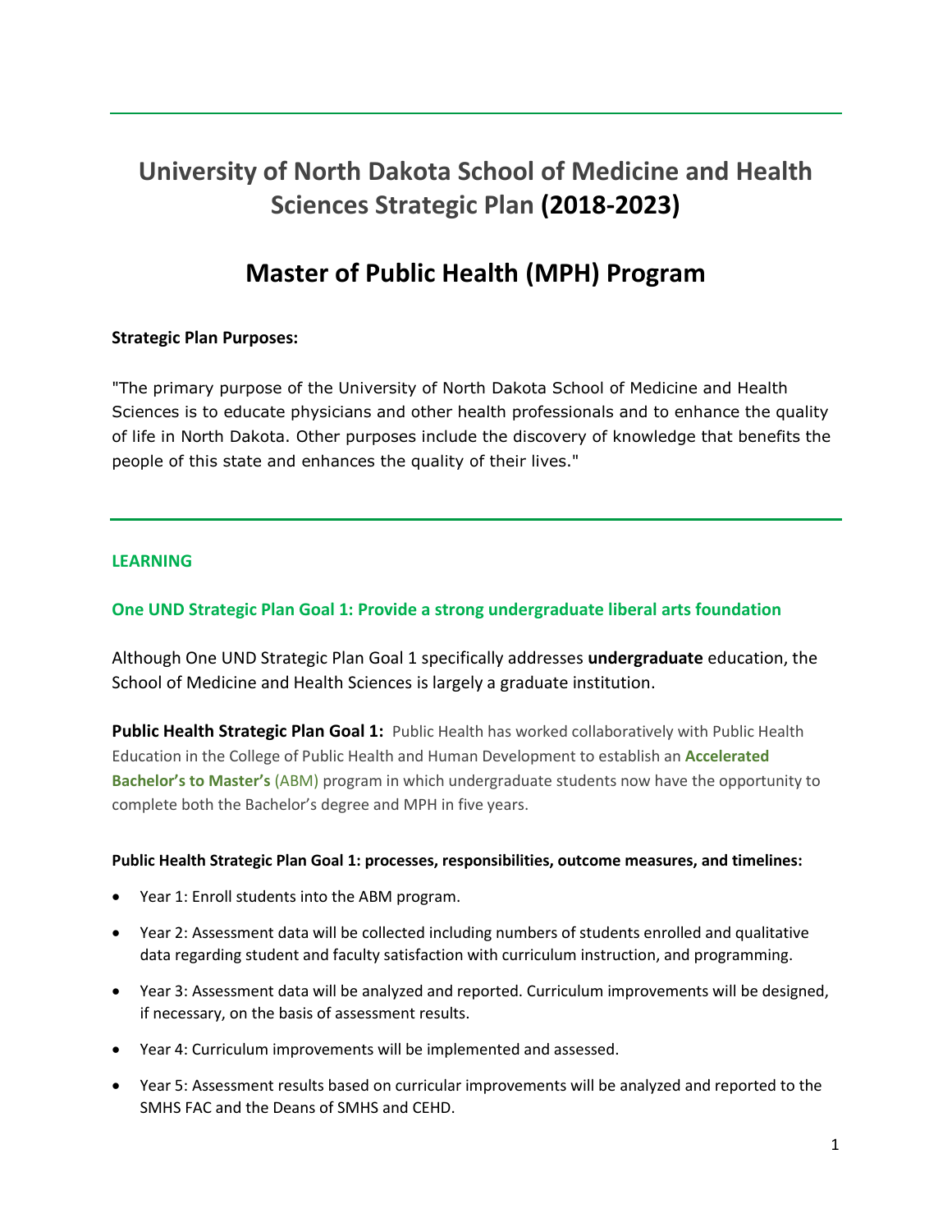# University of North Dakota School of Medicine and Health Sciences Strategic Plan (2018-2023)

# Master of Public Health (MPH) Program

**Strategic Plan Purposes:**

"The primary purpose of the University of North Dakota School of Medicine and Health Sciences is to educate physicians and other health professionals and to enhance the quality of life in North Dakota. Other purposes include the discovery of knowledge that benefits the people of this state and enhances the quality of their lives."

## LEARNING

### One UND Strategic Plan Goal 1: Provide a strong undergraduate liberal arts foundation

Although One UND Strategic Plan Goal 1 specifically addresses **undergraduate** education, the School of Medicine and Health Sciences is largely a graduate institution.

**Public Health Strategic Plan Goal 1:** Public Health has worked collaboratively with Public Health Education in the College of Public Health and Human Development to establish an **Accelerated Bachelor's to Master's** (ABM) program in which undergraduate students now have the opportunity to complete both the Bachelor's degree and MPH in five years.

**Public Health Strategic Plan Goal 1: processes, responsibilities, outcome measures, and timelines:**

- Year 1: Enroll students into the ABM program.
- Year 2: Assessment data will be collected including numbers of students enrolled and qualitative data regarding student and faculty satisfaction with curriculum instruction, and programming.
- Year 3: Assessment data will be analyzed and reported. Curriculum improvements will be designed, if necessary, on the basis of assessment results.
- Year 4: Curriculum improvements will be implemented and assessed.
- Year 5: Assessment results based on curricular improvements will be analyzed and reported to the SMHS FAC and the Deans of SMHS and CEHD.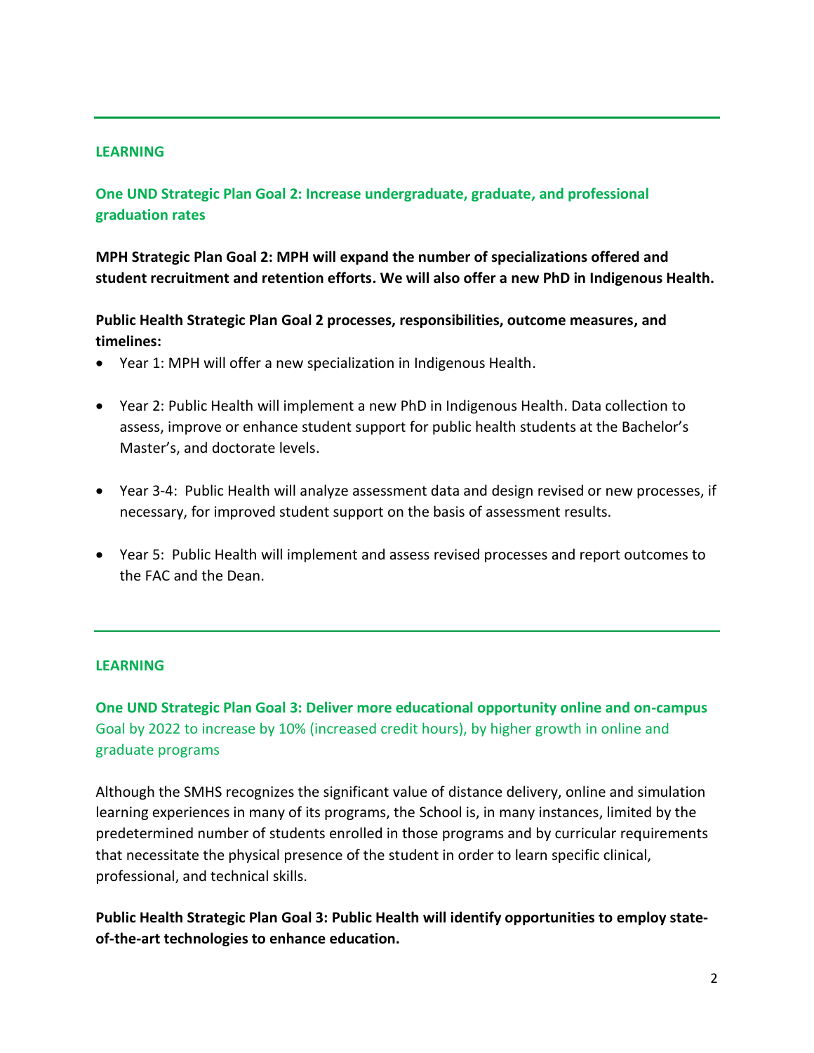---

**LEARNING**

**One UND Strategic Plan Goal 2: Increase undergraduate, graduate, and professional graduation rates**

**MPH Strategic Plan Goal 2: MPH will expand the number of specializations offered and student recruitment and retention efforts. We will also offer a new PhD in Indigenous Health.**

**Public Health Strategic Plan Goal 2 processes, responsibilities, outcome measures, and timelines:**

- Year 1: MPH will offer a new specialization in Indigenous Health.
- Year 2: Public Health will implement a new PhD in Indigenous Health. Data collection to assess, improve or enhance student support for public health students at the Bachelor's Master's, and doctorate levels.
- Year 3-4: Public Health will analyze assessment data and design revised or new processes, if necessary, for improved student support on the basis of assessment results.
- Year 5: Public Health will implement and assess revised processes and report outcomes to the FAC and the Dean.

---

**LEARNING**

**One UND Strategic Plan Goal 3: Deliver more educational opportunity online and on-campus**
Goal by 2022 to increase by 10% (increased credit hours), by higher growth in online and graduate programs

Although the SMHS recognizes the significant value of distance delivery, online and simulation learning experiences in many of its programs, the School is, in many instances, limited by the predetermined number of students enrolled in those programs and by curricular requirements that necessitate the physical presence of the student in order to learn specific clinical, professional, and technical skills.

**Public Health Strategic Plan Goal 3: Public Health will identify opportunities to employ state-of-the-art technologies to enhance education.**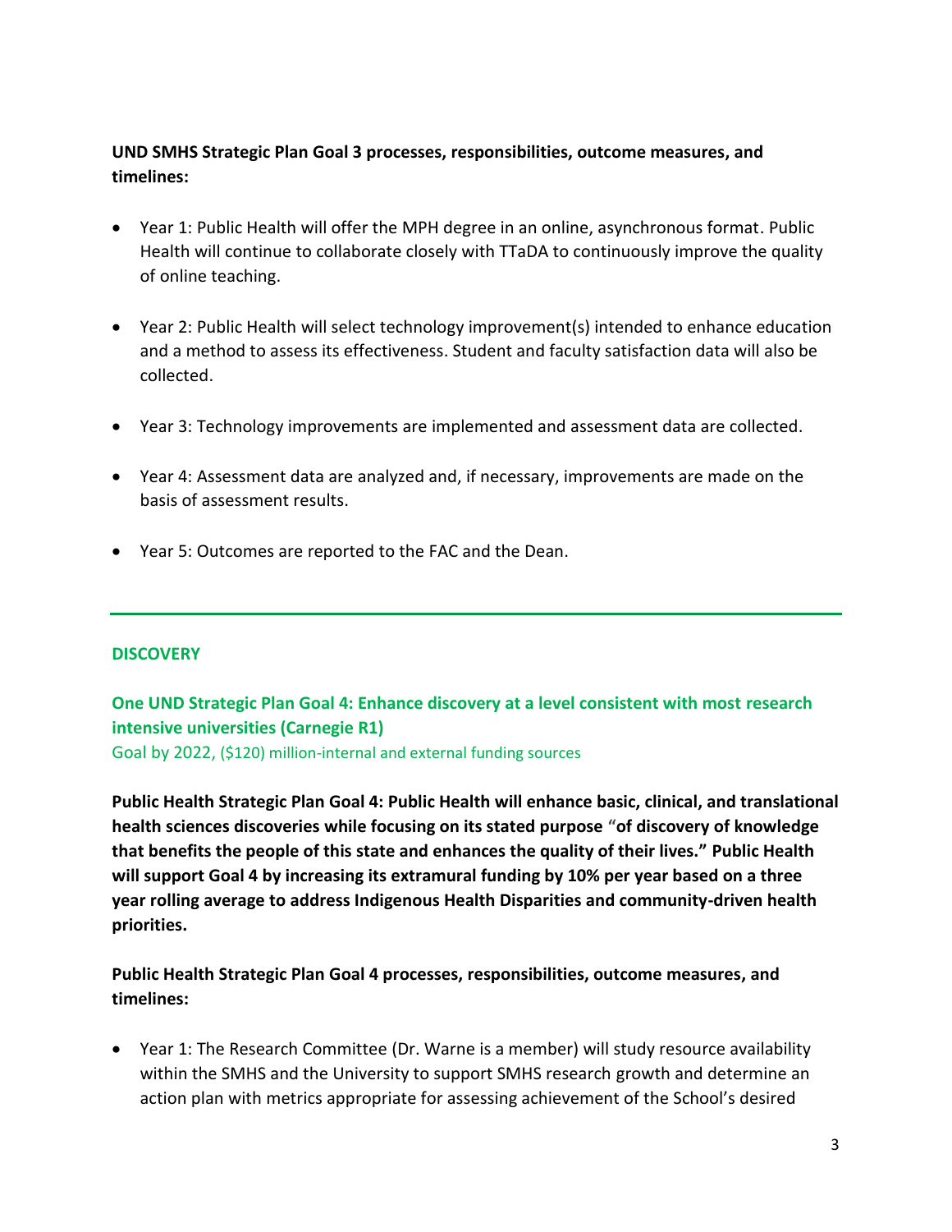**UND SMHS Strategic Plan Goal 3 processes, responsibilities, outcome measures, and timelines:**

- Year 1: Public Health will offer the MPH degree in an online, asynchronous format. Public Health will continue to collaborate closely with TTaDA to continuously improve the quality of online teaching.
- Year 2: Public Health will select technology improvement(s) intended to enhance education and a method to assess its effectiveness. Student and faculty satisfaction data will also be collected.
- Year 3: Technology improvements are implemented and assessment data are collected.
- Year 4: Assessment data are analyzed and, if necessary, improvements are made on the basis of assessment results.
- Year 5: Outcomes are reported to the FAC and the Dean.

---

## DISCOVERY

### One UND Strategic Plan Goal 4: Enhance discovery at a level consistent with most research intensive universities (Carnegie R1)

Goal by 2022, ($120) million-internal and external funding sources

**Public Health Strategic Plan Goal 4: Public Health will enhance basic, clinical, and translational health sciences discoveries while focusing on its stated purpose "of discovery of knowledge that benefits the people of this state and enhances the quality of their lives." Public Health will support Goal 4 by increasing its extramural funding by 10% per year based on a three year rolling average to address Indigenous Health Disparities and community-driven health priorities.**

**Public Health Strategic Plan Goal 4 processes, responsibilities, outcome measures, and timelines:**

- Year 1: The Research Committee (Dr. Warne is a member) will study resource availability within the SMHS and the University to support SMHS research growth and determine an action plan with metrics appropriate for assessing achievement of the School's desired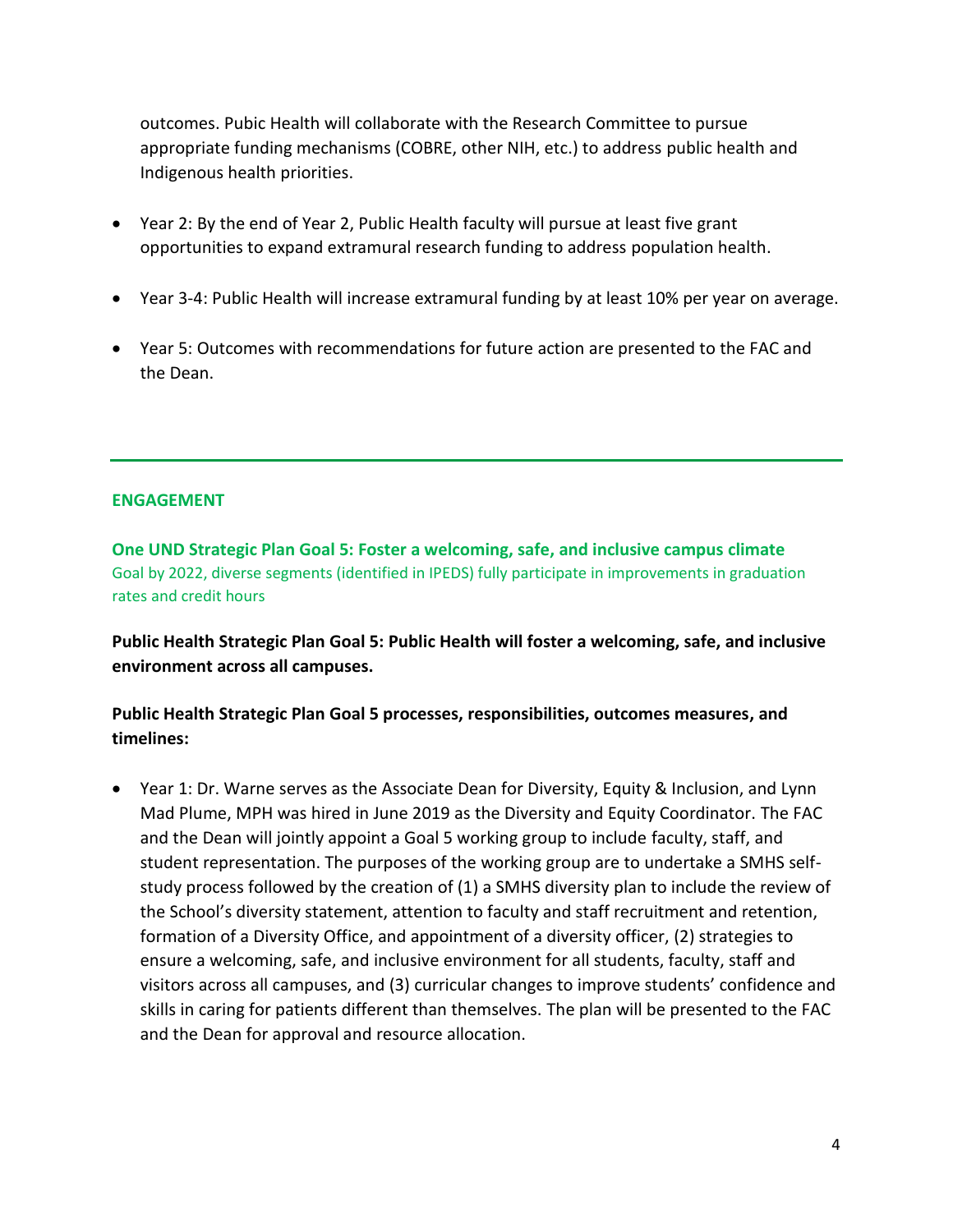outcomes. Pubic Health will collaborate with the Research Committee to pursue appropriate funding mechanisms (COBRE, other NIH, etc.) to address public health and Indigenous health priorities.

- Year 2: By the end of Year 2, Public Health faculty will pursue at least five grant opportunities to expand extramural research funding to address population health.
- Year 3-4: Public Health will increase extramural funding by at least 10% per year on average.
- Year 5: Outcomes with recommendations for future action are presented to the FAC and the Dean.

---

## ENGAGEMENT

**One UND Strategic Plan Goal 5: Foster a welcoming, safe, and inclusive campus climate**
Goal by 2022, diverse segments (identified in IPEDS) fully participate in improvements in graduation rates and credit hours

**Public Health Strategic Plan Goal 5: Public Health will foster a welcoming, safe, and inclusive environment across all campuses.**

**Public Health Strategic Plan Goal 5 processes, responsibilities, outcomes measures, and timelines:**

- Year 1: Dr. Warne serves as the Associate Dean for Diversity, Equity & Inclusion, and Lynn Mad Plume, MPH was hired in June 2019 as the Diversity and Equity Coordinator. The FAC and the Dean will jointly appoint a Goal 5 working group to include faculty, staff, and student representation. The purposes of the working group are to undertake a SMHS self-study process followed by the creation of (1) a SMHS diversity plan to include the review of the School's diversity statement, attention to faculty and staff recruitment and retention, formation of a Diversity Office, and appointment of a diversity officer, (2) strategies to ensure a welcoming, safe, and inclusive environment for all students, faculty, staff and visitors across all campuses, and (3) curricular changes to improve students' confidence and skills in caring for patients different than themselves. The plan will be presented to the FAC and the Dean for approval and resource allocation.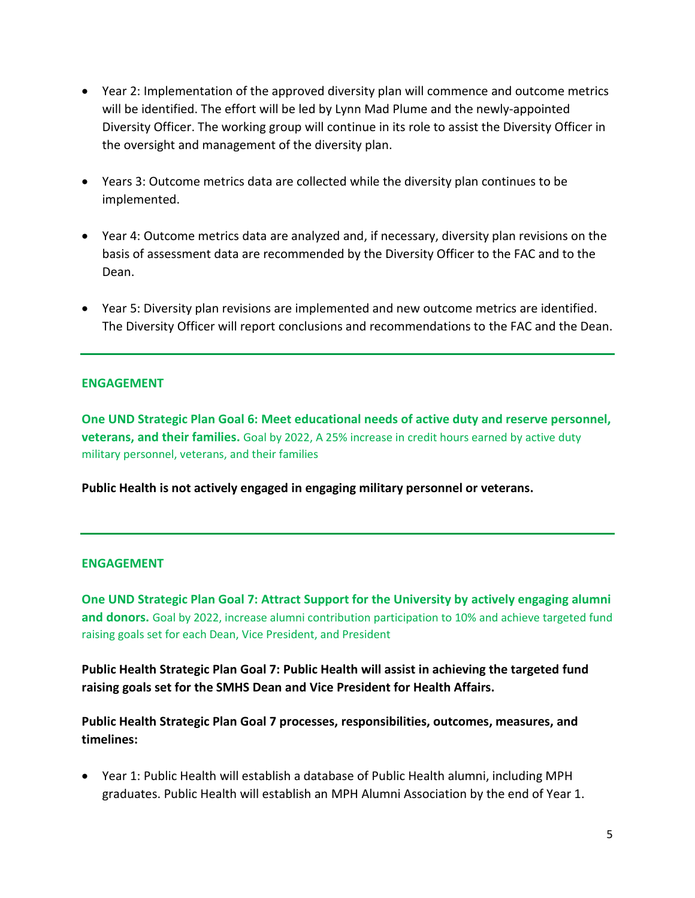- Year 2: Implementation of the approved diversity plan will commence and outcome metrics will be identified. The effort will be led by Lynn Mad Plume and the newly-appointed Diversity Officer. The working group will continue in its role to assist the Diversity Officer in the oversight and management of the diversity plan.

- Years 3: Outcome metrics data are collected while the diversity plan continues to be implemented.

- Year 4: Outcome metrics data are analyzed and, if necessary, diversity plan revisions on the basis of assessment data are recommended by the Diversity Officer to the FAC and to the Dean.

- Year 5: Diversity plan revisions are implemented and new outcome metrics are identified. The Diversity Officer will report conclusions and recommendations to the FAC and the Dean.

---

**ENGAGEMENT**

**One UND Strategic Plan Goal 6: Meet educational needs of active duty and reserve personnel, veterans, and their families.** Goal by 2022, A 25% increase in credit hours earned by active duty military personnel, veterans, and their families

**Public Health is not actively engaged in engaging military personnel or veterans.**

---

**ENGAGEMENT**

**One UND Strategic Plan Goal 7: Attract Support for the University by actively engaging alumni and donors.** Goal by 2022, increase alumni contribution participation to 10% and achieve targeted fund raising goals set for each Dean, Vice President, and President

**Public Health Strategic Plan Goal 7: Public Health will assist in achieving the targeted fund raising goals set for the SMHS Dean and Vice President for Health Affairs.**

**Public Health Strategic Plan Goal 7 processes, responsibilities, outcomes, measures, and timelines:**

- Year 1: Public Health will establish a database of Public Health alumni, including MPH graduates. Public Health will establish an MPH Alumni Association by the end of Year 1.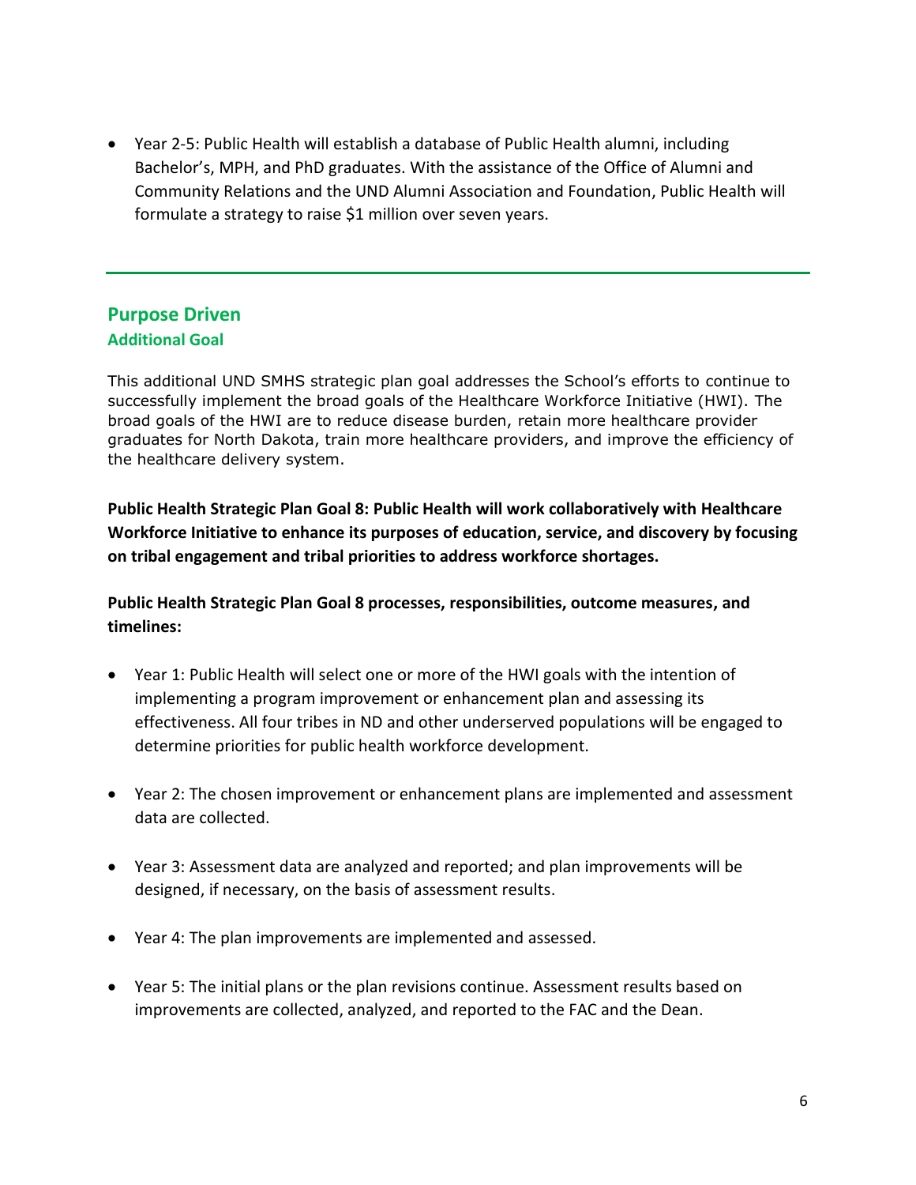- Year 2-5: Public Health will establish a database of Public Health alumni, including Bachelor's, MPH, and PhD graduates. With the assistance of the Office of Alumni and Community Relations and the UND Alumni Association and Foundation, Public Health will formulate a strategy to raise $1 million over seven years.

---

## Purpose Driven

### Additional Goal

This additional UND SMHS strategic plan goal addresses the School's efforts to continue to successfully implement the broad goals of the Healthcare Workforce Initiative (HWI). The broad goals of the HWI are to reduce disease burden, retain more healthcare provider graduates for North Dakota, train more healthcare providers, and improve the efficiency of the healthcare delivery system.

**Public Health Strategic Plan Goal 8: Public Health will work collaboratively with Healthcare Workforce Initiative to enhance its purposes of education, service, and discovery by focusing on tribal engagement and tribal priorities to address workforce shortages.**

**Public Health Strategic Plan Goal 8 processes, responsibilities, outcome measures, and timelines:**

- Year 1: Public Health will select one or more of the HWI goals with the intention of implementing a program improvement or enhancement plan and assessing its effectiveness. All four tribes in ND and other underserved populations will be engaged to determine priorities for public health workforce development.
- Year 2: The chosen improvement or enhancement plans are implemented and assessment data are collected.
- Year 3: Assessment data are analyzed and reported; and plan improvements will be designed, if necessary, on the basis of assessment results.
- Year 4: The plan improvements are implemented and assessed.
- Year 5: The initial plans or the plan revisions continue. Assessment results based on improvements are collected, analyzed, and reported to the FAC and the Dean.